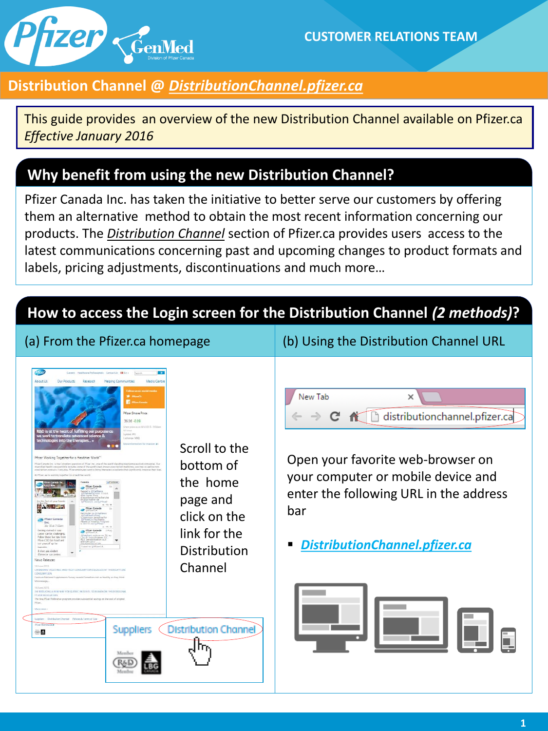CUSTOMER RELATIONS TEAM

# Distribution Channel @ *DistributionChannel.pfizer.ca*

This guide provides an overview of the new Distribution Channel available on Pfizer.ca
*Effective January 2016*

## Why benefit from using the new Distribution Channel?

Pfizer Canada Inc. has taken the initiative to better serve our customers by offering them an alternative method to obtain the most recent information concerning our products. The *Distribution Channel* section of Pfizer.ca provides users access to the latest communications concerning past and upcoming changes to product formats and labels, pricing adjustments, discontinuations and much more…

## How to access the Login screen for the Distribution Channel *(2 methods)*?

### (a) From the Pfizer.ca homepage

Scroll to the bottom of the home page and click on the link for the Distribution Channel

### (b) Using the Distribution Channel URL

Open your favorite web-browser on your computer or mobile device and enter the following URL in the address bar

- *DistributionChannel.pfizer.ca*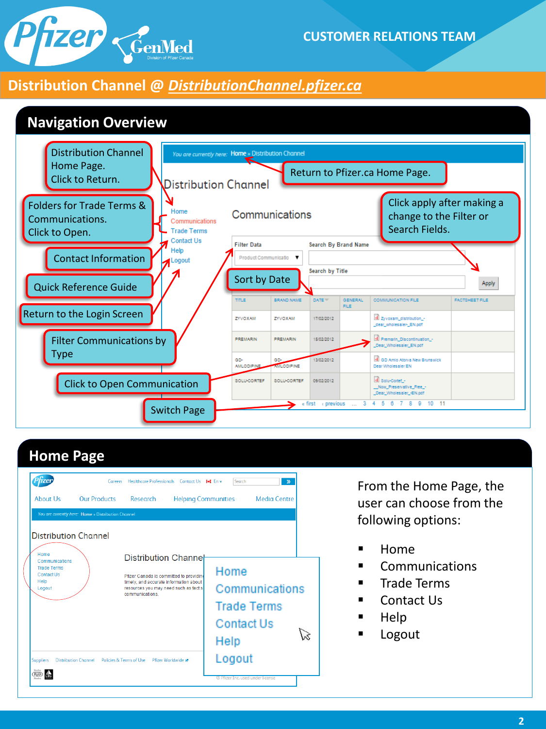CUSTOMER RELATIONS TEAM

## Distribution Channel @ DistributionChannel.pfizer.ca

## Navigation Overview

- Distribution Channel Home Page. Click to Return.
- Return to Pfizer.ca Home Page.
- Folders for Trade Terms & Communications. Click to Open.
- Click apply after making a change to the Filter or Search Fields.
- Contact Information
- Quick Reference Guide
- Sort by Date
- Return to the Login Screen
- Filter Communications by Type
- Click to Open Communication
- Switch Page

## Home Page

From the Home Page, the user can choose from the following options:

- Home
- Communications
- Trade Terms
- Contact Us
- Help
- Logout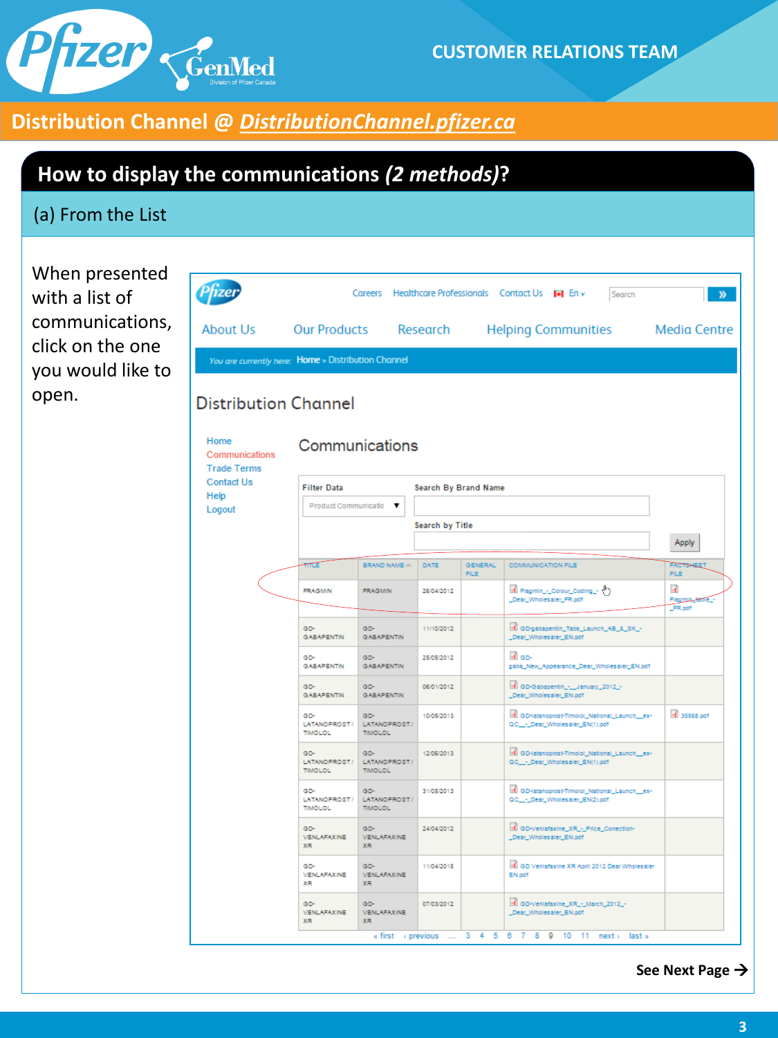CUSTOMER RELATIONS TEAM

## Distribution Channel @ *DistributionChannel.pfizer.ca*

# How to display the communications *(2 methods)*?

## (a) From the List

When presented with a list of communications, click on the one you would like to open.

Careers Healthcare Professionals Contact Us En Search

About Us Our Products Research Helping Communities Media Centre

*You are currently here:* Home » Distribution Channel

### Distribution Channel

- Home
- Communications
- Trade Terms
- Contact Us
- Help
- Logout

#### Communications

Filter Data: Product Communicatio

Search By Brand Name

Search by Title

Apply

| TITLE | BRAND NAME | DATE | GENERAL FILE | COMMUNICATION FILE | FACTSHEET FILE |
|---|---|---|---|---|---|
| FRAGMIN | FRAGMIN | 26/04/2012 | | Fragmin_-_Colour_Coding_-_Dear_Wholesaler_FR.pdf | Fragmin_table_-_FR.pdf |
| GD-GABAPENTIN | GD-GABAPENTIN | 11/10/2012 | | GD-gabapentin_Tabs_Launch_AB_&_SK_-_Dear_Wholesaler_EN.pdf | |
| GD-GABAPENTIN | GD-GABAPENTIN | 25/05/2012 | | GD-gaba_New_Appearance_Dear_Wholesaler_EN.pdf | |
| GD-GABAPENTIN | GD-GABAPENTIN | 06/01/2012 | | GD-Gabapentin_-_January_2012_-_Dear_Wholesaler_EN.pdf | |
| GD-LATANOPROST / TIMOLOL | GD-LATANOPROST / TIMOLOL | 10/05/2013 | | GD-latanoprost-Timolol_National_Launch__ex-QC__-_Dear_Wholesaler_EN(1).pdf | 35568.pdf |
| GD-LATANOPROST / TIMOLOL | GD-LATANOPROST / TIMOLOL | 12/06/2013 | | GD-latanoprost-Timolol_National_Launch__ex-QC__-_Dear_Wholesaler_EN(1).pdf | |
| GD-LATANOPROST / TIMOLOL | GD-LATANOPROST / TIMOLOL | 31/05/2013 | | GD-latanoprost-Timolol_National_Launch__ex-QC__-_Dear_Wholesaler_EN(2).pdf | |
| GD-VENLAFAXINE XR | GD-VENLAFAXINE XR | 24/04/2012 | | GD-Venlafaxine_XR_-_Price_Correction-_Dear_Wholesaler_EN.pdf | |
| GD-VENLAFAXINE XR | GD-VENLAFAXINE XR | 11/04/2015 | | GD Venlafaxine XR April 2012 Dear Wholesaler EN.pdf | |
| GD-VENLAFAXINE XR | GD-VENLAFAXINE XR | 07/03/2012 | | GD-Venlafaxine_XR_-_March_2012_-_Dear_Wholesaler_EN.pdf | |

« first ‹ previous … 3 4 5 6 7 8 9 10 11 next › last »

**See Next Page →**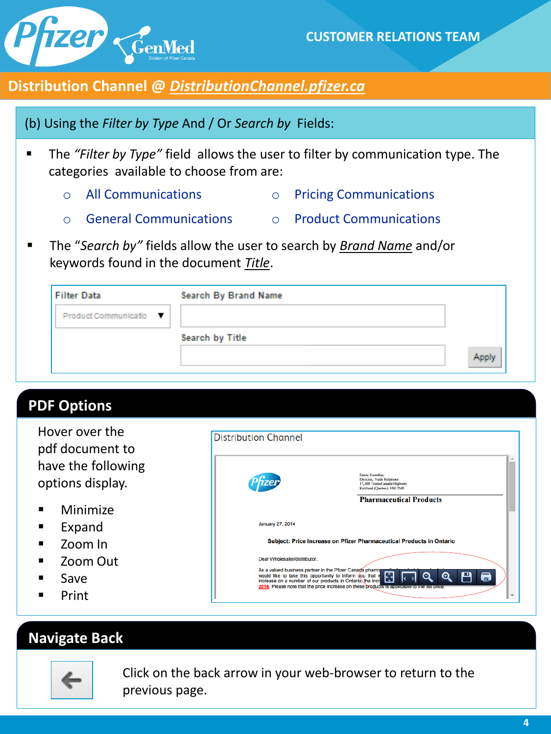## Distribution Channel @ DistributionChannel.pfizer.ca

### (b) Using the *Filter by Type* And / Or *Search by* Fields:

- The *"Filter by Type"* field allows the user to filter by communication type. The categories available to choose from are:
  - All Communications
  - Pricing Communications
  - General Communications
  - Product Communications
- The "*Search by*" fields allow the user to search by Brand Name and/or keywords found in the document Title.

Filter Data

Product Communicatio ▼

Search By Brand Name

Search by Title

Apply

## PDF Options

Hover over the pdf document to have the following options display.

- Minimize
- Expand
- Zoom In
- Zoom Out
- Save
- Print

Distribution Channel

## Navigate Back

Click on the back arrow in your web-browser to return to the previous page.